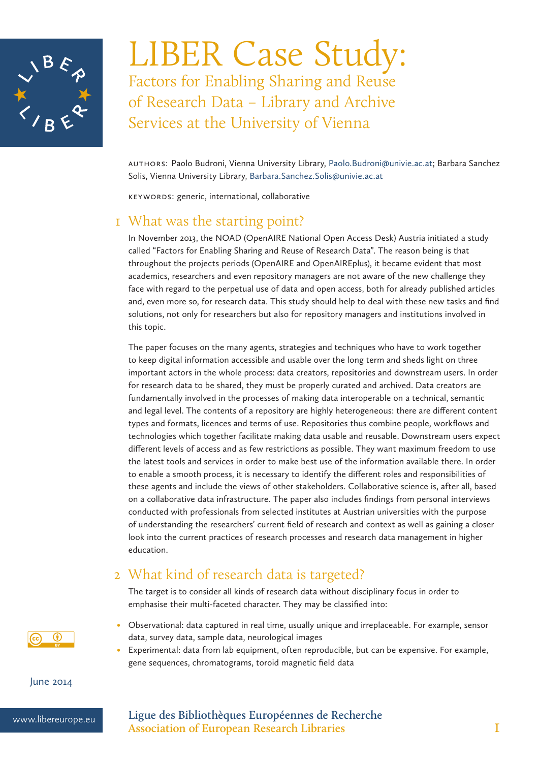# LIBER Case Study:

## Factors for Enabling Sharing and Reuse of Research Data – Library and Archive Services at the University of Vienna

AUTHORS: Paolo Budroni, Vienna University Library, Paolo.Budroni@univie.ac.at; Barbara Sanchez Solis, Vienna University Library, Barbara.Sanchez.Solis@univie.ac.at

KEYWORDS: generic, international, collaborative

## 1 What was the starting point?

In November 2013, the NOAD (OpenAIRE National Open Access Desk) Austria initiated a study called "Factors for Enabling Sharing and Reuse of Research Data". The reason being is that throughout the projects periods (OpenAIRE and OpenAIREplus), it became evident that most academics, researchers and even repository managers are not aware of the new challenge they face with regard to the perpetual use of data and open access, both for already published articles and, even more so, for research data. This study should help to deal with these new tasks and find solutions, not only for researchers but also for repository managers and institutions involved in this topic.

The paper focuses on the many agents, strategies and techniques who have to work together to keep digital information accessible and usable over the long term and sheds light on three important actors in the whole process: data creators, repositories and downstream users. In order for research data to be shared, they must be properly curated and archived. Data creators are fundamentally involved in the processes of making data interoperable on a technical, semantic and legal level. The contents of a repository are highly heterogeneous: there are different content types and formats, licences and terms of use. Repositories thus combine people, workflows and technologies which together facilitate making data usable and reusable. Downstream users expect different levels of access and as few restrictions as possible. They want maximum freedom to use the latest tools and services in order to make best use of the information available there. In order to enable a smooth process, it is necessary to identify the different roles and responsibilities of these agents and include the views of other stakeholders. Collaborative science is, after all, based on a collaborative data infrastructure. The paper also includes findings from personal interviews conducted with professionals from selected institutes at Austrian universities with the purpose of understanding the researchers' current field of research and context as well as gaining a closer look into the current practices of research processes and research data management in higher education.

## 2 What kind of research data is targeted?

The target is to consider all kinds of research data without disciplinary focus in order to emphasise their multi-faceted character. They may be classified into:

- Observational: data captured in real time, usually unique and irreplaceable. For example, sensor data, survey data, sample data, neurological images
- Experimental: data from lab equipment, often reproducible, but can be expensive. For example, gene sequences, chromatograms, toroid magnetic field data

June 2014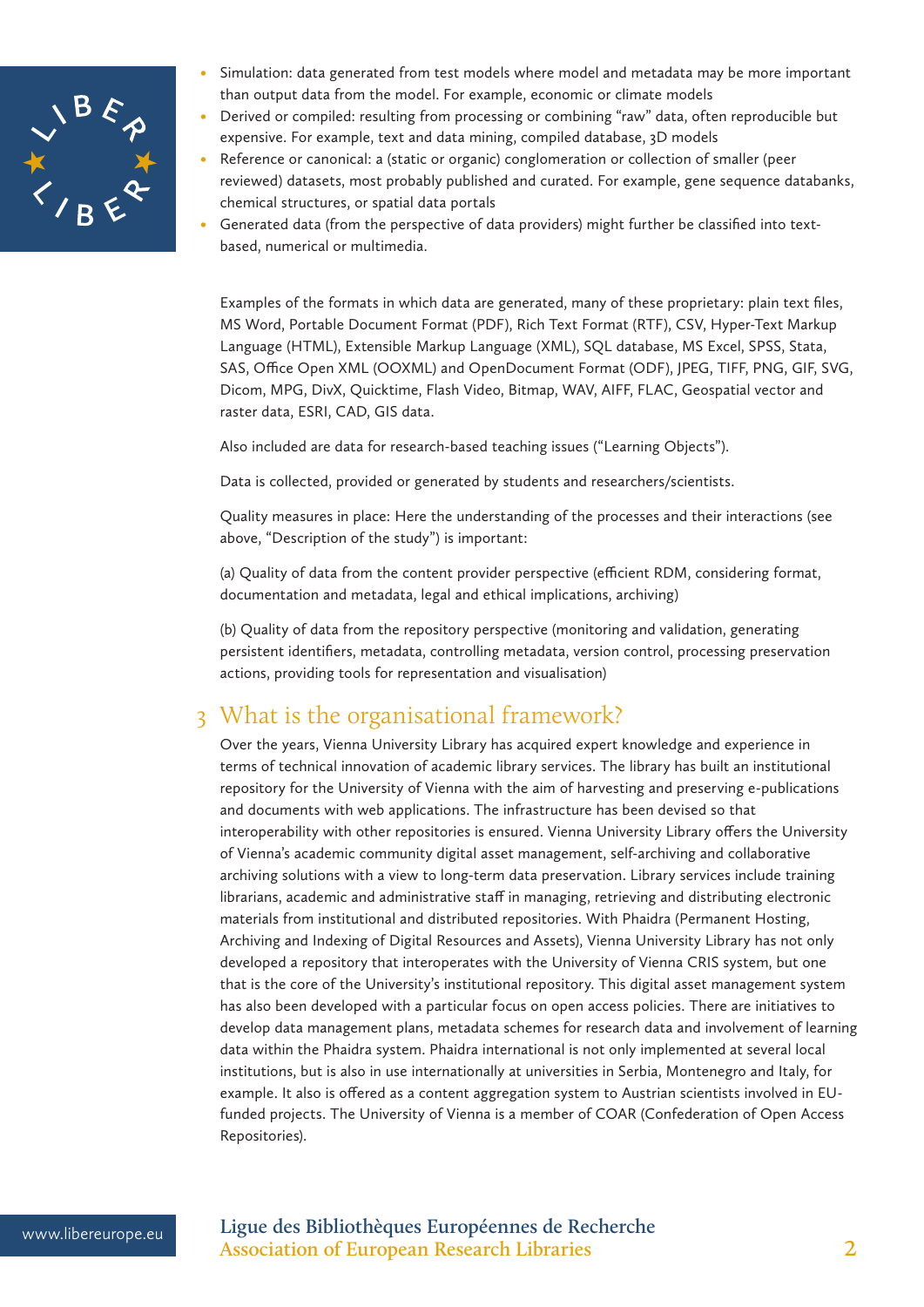- Simulation: data generated from test models where model and metadata may be more important than output data from the model. For example, economic or climate models
- Derived or compiled: resulting from processing or combining "raw" data, often reproducible but expensive. For example, text and data mining, compiled database, 3D models
- Reference or canonical: a (static or organic) conglomeration or collection of smaller (peer reviewed) datasets, most probably published and curated. For example, gene sequence databanks, chemical structures, or spatial data portals
- Generated data (from the perspective of data providers) might further be classified into text-based, numerical or multimedia.

Examples of the formats in which data are generated, many of these proprietary: plain text files, MS Word, Portable Document Format (PDF), Rich Text Format (RTF), CSV, Hyper-Text Markup Language (HTML), Extensible Markup Language (XML), SQL database, MS Excel, SPSS, Stata, SAS, Office Open XML (OOXML) and OpenDocument Format (ODF), JPEG, TIFF, PNG, GIF, SVG, Dicom, MPG, DivX, Quicktime, Flash Video, Bitmap, WAV, AIFF, FLAC, Geospatial vector and raster data, ESRI, CAD, GIS data.

Also included are data for research-based teaching issues ("Learning Objects").

Data is collected, provided or generated by students and researchers/scientists.

Quality measures in place: Here the understanding of the processes and their interactions (see above, "Description of the study") is important:

(a) Quality of data from the content provider perspective (efficient RDM, considering format, documentation and metadata, legal and ethical implications, archiving)

(b) Quality of data from the repository perspective (monitoring and validation, generating persistent identifiers, metadata, controlling metadata, version control, processing preservation actions, providing tools for representation and visualisation)

## 3 What is the organisational framework?

Over the years, Vienna University Library has acquired expert knowledge and experience in terms of technical innovation of academic library services. The library has built an institutional repository for the University of Vienna with the aim of harvesting and preserving e-publications and documents with web applications. The infrastructure has been devised so that interoperability with other repositories is ensured. Vienna University Library offers the University of Vienna's academic community digital asset management, self-archiving and collaborative archiving solutions with a view to long-term data preservation. Library services include training librarians, academic and administrative staff in managing, retrieving and distributing electronic materials from institutional and distributed repositories. With Phaidra (Permanent Hosting, Archiving and Indexing of Digital Resources and Assets), Vienna University Library has not only developed a repository that interoperates with the University of Vienna CRIS system, but one that is the core of the University's institutional repository. This digital asset management system has also been developed with a particular focus on open access policies. There are initiatives to develop data management plans, metadata schemes for research data and involvement of learning data within the Phaidra system. Phaidra international is not only implemented at several local institutions, but is also in use internationally at universities in Serbia, Montenegro and Italy, for example. It also is offered as a content aggregation system to Austrian scientists involved in EU-funded projects. The University of Vienna is a member of COAR (Confederation of Open Access Repositories).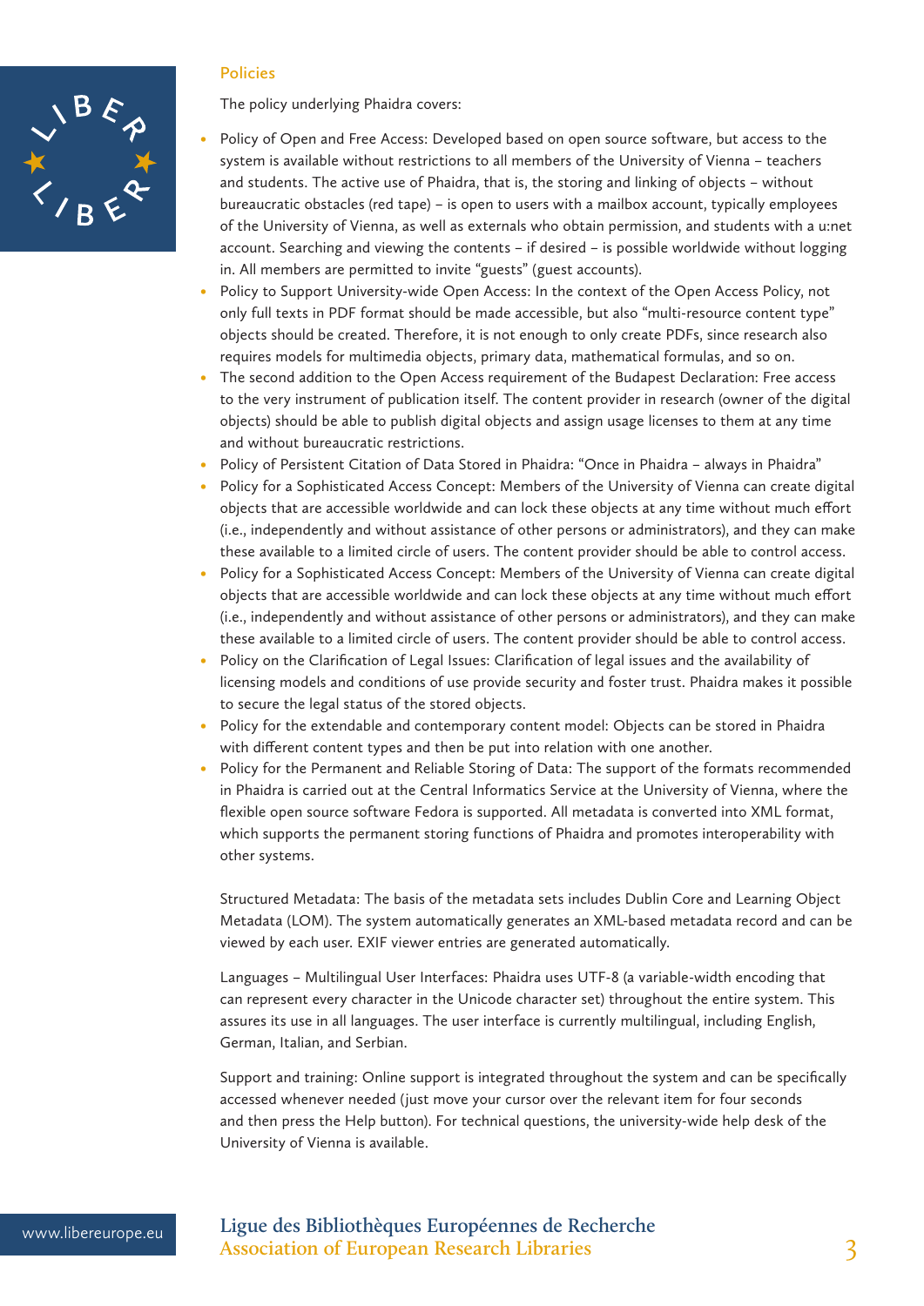## Policies

The policy underlying Phaidra covers:

- Policy of Open and Free Access: Developed based on open source software, but access to the system is available without restrictions to all members of the University of Vienna – teachers and students. The active use of Phaidra, that is, the storing and linking of objects – without bureaucratic obstacles (red tape) – is open to users with a mailbox account, typically employees of the University of Vienna, as well as externals who obtain permission, and students with a u:net account. Searching and viewing the contents – if desired – is possible worldwide without logging in. All members are permitted to invite "guests" (guest accounts).
- Policy to Support University-wide Open Access: In the context of the Open Access Policy, not only full texts in PDF format should be made accessible, but also "multi-resource content type" objects should be created. Therefore, it is not enough to only create PDFs, since research also requires models for multimedia objects, primary data, mathematical formulas, and so on.
- The second addition to the Open Access requirement of the Budapest Declaration: Free access to the very instrument of publication itself. The content provider in research (owner of the digital objects) should be able to publish digital objects and assign usage licenses to them at any time and without bureaucratic restrictions.
- Policy of Persistent Citation of Data Stored in Phaidra: "Once in Phaidra – always in Phaidra"
- Policy for a Sophisticated Access Concept: Members of the University of Vienna can create digital objects that are accessible worldwide and can lock these objects at any time without much effort (i.e., independently and without assistance of other persons or administrators), and they can make these available to a limited circle of users. The content provider should be able to control access.
- Policy for a Sophisticated Access Concept: Members of the University of Vienna can create digital objects that are accessible worldwide and can lock these objects at any time without much effort (i.e., independently and without assistance of other persons or administrators), and they can make these available to a limited circle of users. The content provider should be able to control access.
- Policy on the Clarification of Legal Issues: Clarification of legal issues and the availability of licensing models and conditions of use provide security and foster trust. Phaidra makes it possible to secure the legal status of the stored objects.
- Policy for the extendable and contemporary content model: Objects can be stored in Phaidra with different content types and then be put into relation with one another.
- Policy for the Permanent and Reliable Storing of Data: The support of the formats recommended in Phaidra is carried out at the Central Informatics Service at the University of Vienna, where the flexible open source software Fedora is supported. All metadata is converted into XML format, which supports the permanent storing functions of Phaidra and promotes interoperability with other systems.

Structured Metadata: The basis of the metadata sets includes Dublin Core and Learning Object Metadata (LOM). The system automatically generates an XML-based metadata record and can be viewed by each user. EXIF viewer entries are generated automatically.

Languages – Multilingual User Interfaces: Phaidra uses UTF-8 (a variable-width encoding that can represent every character in the Unicode character set) throughout the entire system. This assures its use in all languages. The user interface is currently multilingual, including English, German, Italian, and Serbian.

Support and training: Online support is integrated throughout the system and can be specifically accessed whenever needed (just move your cursor over the relevant item for four seconds and then press the Help button). For technical questions, the university-wide help desk of the University of Vienna is available.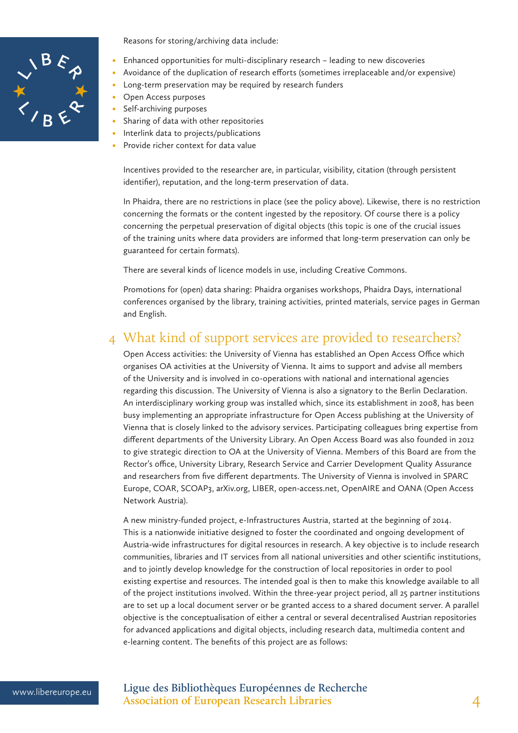Reasons for storing/archiving data include:

- Enhanced opportunities for multi-disciplinary research – leading to new discoveries
- Avoidance of the duplication of research efforts (sometimes irreplaceable and/or expensive)
- Long-term preservation may be required by research funders
- Open Access purposes
- Self-archiving purposes
- Sharing of data with other repositories
- Interlink data to projects/publications
- Provide richer context for data value

Incentives provided to the researcher are, in particular, visibility, citation (through persistent identifier), reputation, and the long-term preservation of data.

In Phaidra, there are no restrictions in place (see the policy above). Likewise, there is no restriction concerning the formats or the content ingested by the repository. Of course there is a policy concerning the perpetual preservation of digital objects (this topic is one of the crucial issues of the training units where data providers are informed that long-term preservation can only be guaranteed for certain formats).

There are several kinds of licence models in use, including Creative Commons.

Promotions for (open) data sharing: Phaidra organises workshops, Phaidra Days, international conferences organised by the library, training activities, printed materials, service pages in German and English.

## 4 What kind of support services are provided to researchers?

Open Access activities: the University of Vienna has established an Open Access Office which organises OA activities at the University of Vienna. It aims to support and advise all members of the University and is involved in co-operations with national and international agencies regarding this discussion. The University of Vienna is also a signatory to the Berlin Declaration. An interdisciplinary working group was installed which, since its establishment in 2008, has been busy implementing an appropriate infrastructure for Open Access publishing at the University of Vienna that is closely linked to the advisory services. Participating colleagues bring expertise from different departments of the University Library. An Open Access Board was also founded in 2012 to give strategic direction to OA at the University of Vienna. Members of this Board are from the Rector's office, University Library, Research Service and Carrier Development Quality Assurance and researchers from five different departments. The University of Vienna is involved in SPARC Europe, COAR, SCOAP3, arXiv.org, LIBER, open-access.net, OpenAIRE and OANA (Open Access Network Austria).

A new ministry-funded project, e-Infrastructures Austria, started at the beginning of 2014. This is a nationwide initiative designed to foster the coordinated and ongoing development of Austria-wide infrastructures for digital resources in research. A key objective is to include research communities, libraries and IT services from all national universities and other scientific institutions, and to jointly develop knowledge for the construction of local repositories in order to pool existing expertise and resources. The intended goal is then to make this knowledge available to all of the project institutions involved. Within the three-year project period, all 25 partner institutions are to set up a local document server or be granted access to a shared document server. A parallel objective is the conceptualisation of either a central or several decentralised Austrian repositories for advanced applications and digital objects, including research data, multimedia content and e-learning content. The benefits of this project are as follows: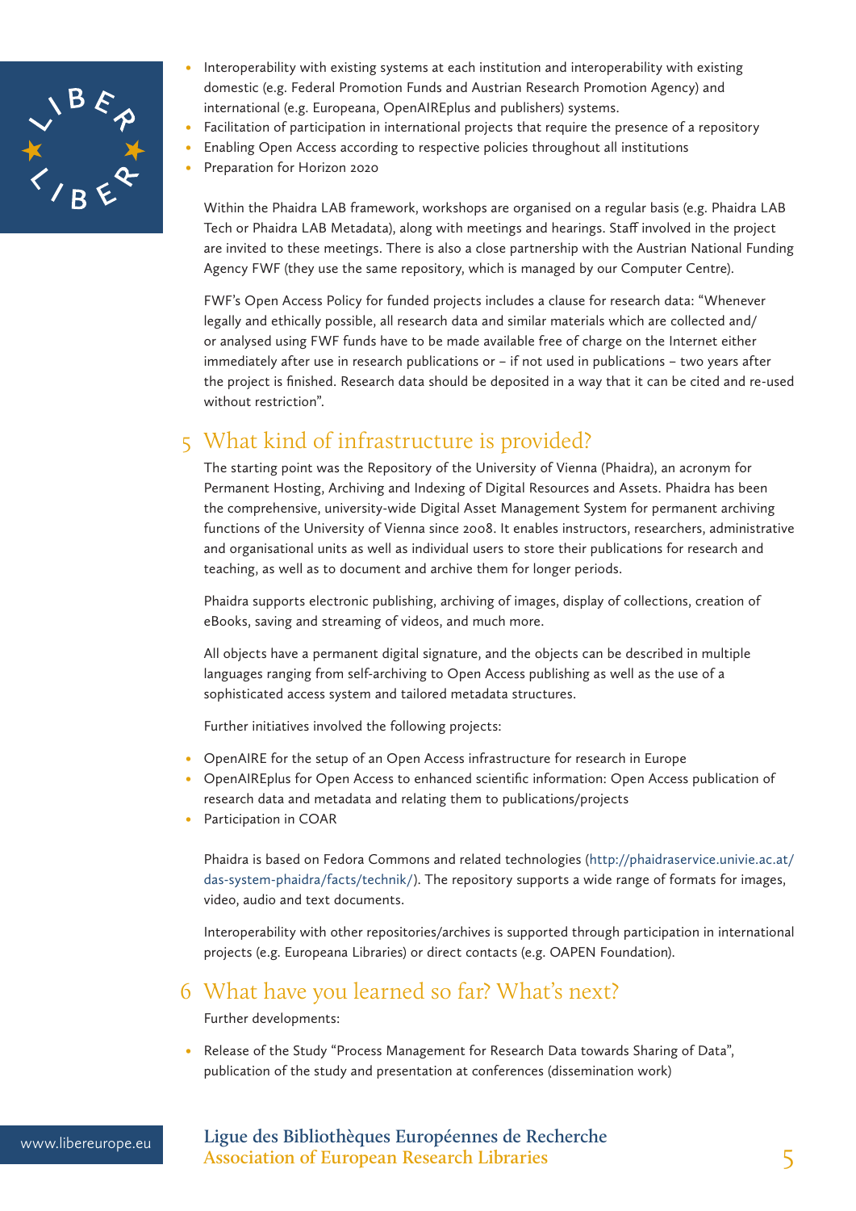- Interoperability with existing systems at each institution and interoperability with existing domestic (e.g. Federal Promotion Funds and Austrian Research Promotion Agency) and international (e.g. Europeana, OpenAIREplus and publishers) systems.
- Facilitation of participation in international projects that require the presence of a repository
- Enabling Open Access according to respective policies throughout all institutions
- Preparation for Horizon 2020

Within the Phaidra LAB framework, workshops are organised on a regular basis (e.g. Phaidra LAB Tech or Phaidra LAB Metadata), along with meetings and hearings. Staff involved in the project are invited to these meetings. There is also a close partnership with the Austrian National Funding Agency FWF (they use the same repository, which is managed by our Computer Centre).

FWF's Open Access Policy for funded projects includes a clause for research data: "Whenever legally and ethically possible, all research data and similar materials which are collected and/or analysed using FWF funds have to be made available free of charge on the Internet either immediately after use in research publications or – if not used in publications – two years after the project is finished. Research data should be deposited in a way that it can be cited and re-used without restriction".

## 5 What kind of infrastructure is provided?

The starting point was the Repository of the University of Vienna (Phaidra), an acronym for Permanent Hosting, Archiving and Indexing of Digital Resources and Assets. Phaidra has been the comprehensive, university-wide Digital Asset Management System for permanent archiving functions of the University of Vienna since 2008. It enables instructors, researchers, administrative and organisational units as well as individual users to store their publications for research and teaching, as well as to document and archive them for longer periods.

Phaidra supports electronic publishing, archiving of images, display of collections, creation of eBooks, saving and streaming of videos, and much more.

All objects have a permanent digital signature, and the objects can be described in multiple languages ranging from self-archiving to Open Access publishing as well as the use of a sophisticated access system and tailored metadata structures.

Further initiatives involved the following projects:

- OpenAIRE for the setup of an Open Access infrastructure for research in Europe
- OpenAIREplus for Open Access to enhanced scientific information: Open Access publication of research data and metadata and relating them to publications/projects
- Participation in COAR

Phaidra is based on Fedora Commons and related technologies (http://phaidraservice.univie.ac.at/das-system-phaidra/facts/technik/). The repository supports a wide range of formats for images, video, audio and text documents.

Interoperability with other repositories/archives is supported through participation in international projects (e.g. Europeana Libraries) or direct contacts (e.g. OAPEN Foundation).

## 6 What have you learned so far? What's next?

Further developments:

- Release of the Study "Process Management for Research Data towards Sharing of Data", publication of the study and presentation at conferences (dissemination work)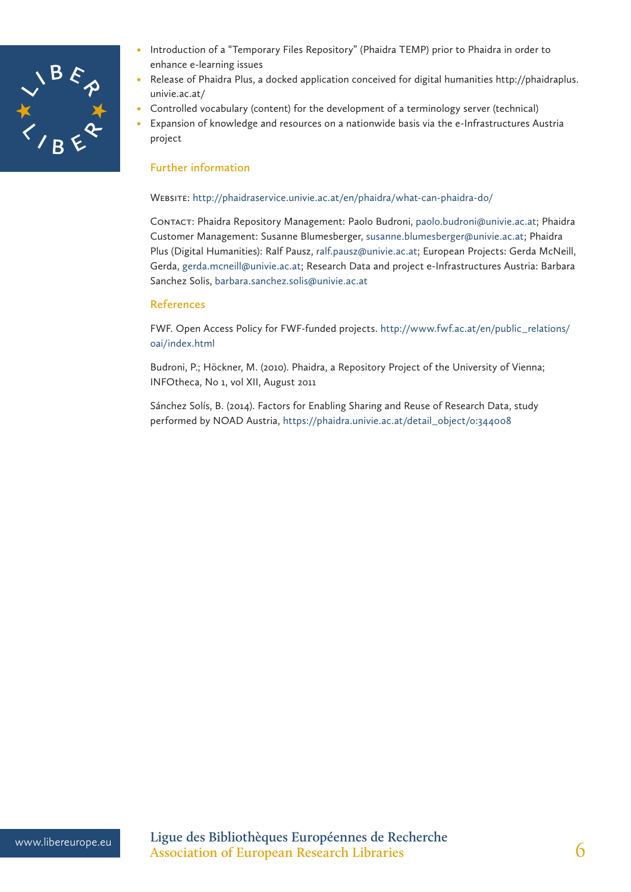- Introduction of a "Temporary Files Repository" (Phaidra TEMP) prior to Phaidra in order to enhance e-learning issues
- Release of Phaidra Plus, a docked application conceived for digital humanities http://phaidraplus.univie.ac.at/
- Controlled vocabulary (content) for the development of a terminology server (technical)
- Expansion of knowledge and resources on a nationwide basis via the e-Infrastructures Austria project

### Further information

Website: http://phaidraservice.univie.ac.at/en/phaidra/what-can-phaidra-do/

Contact: Phaidra Repository Management: Paolo Budroni, paolo.budroni@univie.ac.at; Phaidra Customer Management: Susanne Blumesberger, susanne.blumesberger@univie.ac.at; Phaidra Plus (Digital Humanities): Ralf Pausz, ralf.pausz@univie.ac.at; European Projects: Gerda McNeill, Gerda, gerda.mcneill@univie.ac.at; Research Data and project e-Infrastructures Austria: Barbara Sanchez Solis, barbara.sanchez.solis@univie.ac.at

### References

FWF. Open Access Policy for FWF-funded projects. http://www.fwf.ac.at/en/public_relations/oai/index.html

Budroni, P.; Höckner, M. (2010). Phaidra, a Repository Project of the University of Vienna; INFOtheca, No 1, vol XII, August 2011

Sánchez Solís, B. (2014). Factors for Enabling Sharing and Reuse of Research Data, study performed by NOAD Austria, https://phaidra.univie.ac.at/detail_object/o:344008